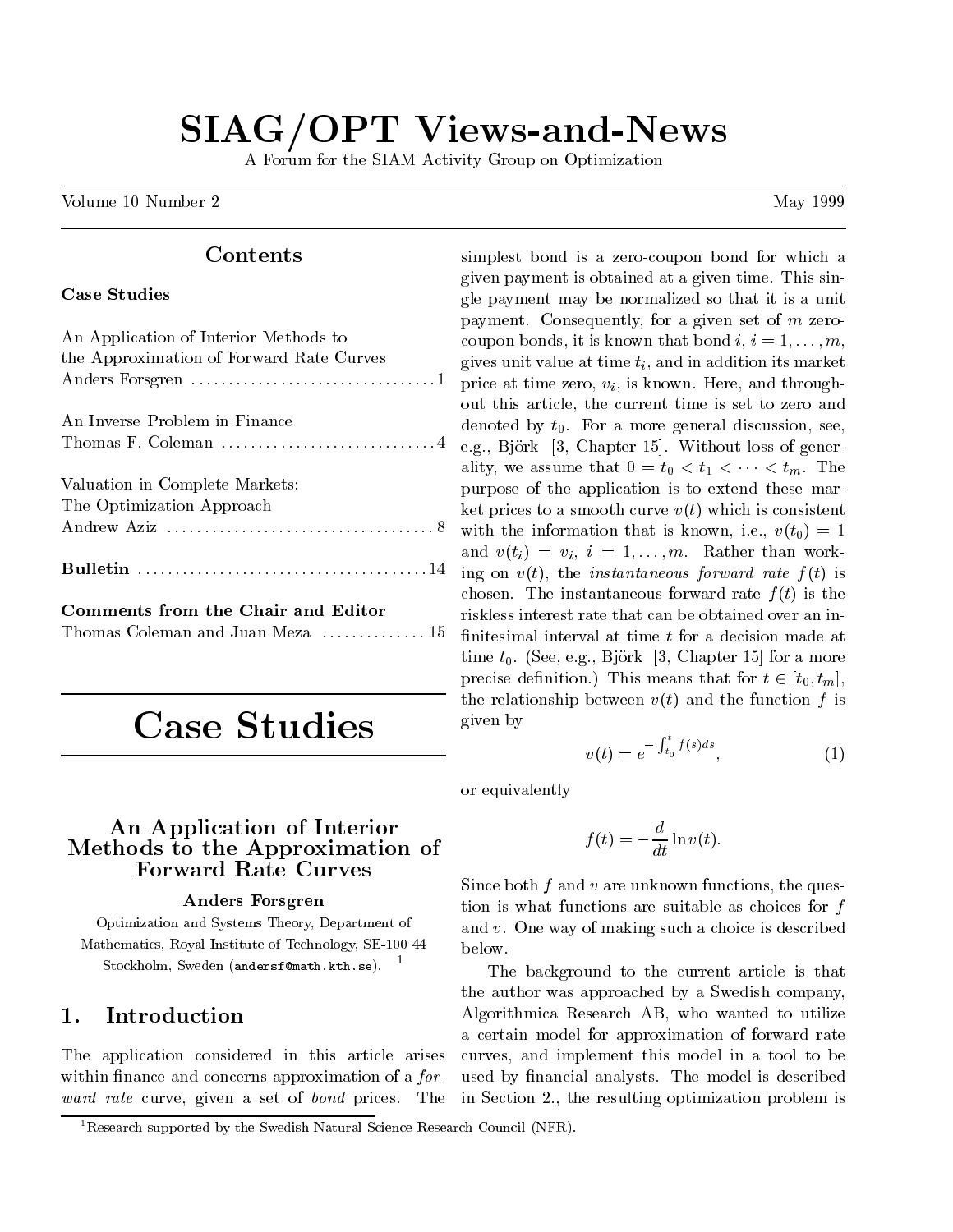# SIAG/OPT Views-and-News

A Forum for the SIAM Activity Group on Optimization

Volume 10 Number 2 May 1999

## Contents

**Case Studies**

An Application of Interior Methods to the Approximation of Forward Rate Curves
Anders Forsgren ....... 1

An Inverse Problem in Finance
Thomas F. Coleman ....... 4

Valuation in Complete Markets: The Optimization Approach
Andrew Aziz ....... 8

**Bulletin** ....... 14

**Comments from the Chair and Editor**
Thomas Coleman and Juan Meza ....... 15

# Case Studies

## An Application of Interior Methods to the Approximation of Forward Rate Curves

**Anders Forsgren**

Optimization and Systems Theory, Department of Mathematics, Royal Institute of Technology, SE-100 44 Stockholm, Sweden (`andersf@math.kth.se`). [1]

### 1. Introduction

The application considered in this article arises within finance and concerns approximation of a *forward rate* curve, given a set of *bond* prices. The simplest bond is a zero-coupon bond for which a given payment is obtained at a given time. This single payment may be normalized so that it is a unit payment. Consequently, for a given set of $m$ zero-coupon bonds, it is known that bond $i$, $i = 1, \ldots, m$, gives unit value at time $t_i$, and in addition its market price at time zero, $v_i$, is known. Here, and throughout this article, the current time is set to zero and denoted by $t_0$. For a more general discussion, see, e.g., Björk [3, Chapter 15]. Without loss of generality, we assume that $0 = t_0 < t_1 < \cdots < t_m$. The purpose of the application is to extend these market prices to a smooth curve $v(t)$ which is consistent with the information that is known, i.e., $v(t_0) = 1$ and $v(t_i) = v_i$, $i = 1, \ldots, m$. Rather than working on $v(t)$, the *instantaneous forward rate* $f(t)$ is chosen. The instantaneous forward rate $f(t)$ is the riskless interest rate that can be obtained over an infinitesimal interval at time $t$ for a decision made at time $t_0$. (See, e.g., Björk [3, Chapter 15] for a more precise definition.) This means that for $t \in [t_0, t_m]$, the relationship between $v(t)$ and the function $f$ is given by

$$v(t) = e^{-\int_{t_0}^{t} f(s)ds}, \tag{1}$$

or equivalently

$$f(t) = -\frac{d}{dt} \ln v(t).$$

Since both $f$ and $v$ are unknown functions, the question is what functions are suitable as choices for $f$ and $v$. One way of making such a choice is described below.

The background to the current article is that the author was approached by a Swedish company, Algorithmica Research AB, who wanted to utilize a certain model for approximation of forward rate curves, and implement this model in a tool to be used by financial analysts. The model is described in Section 2., the resulting optimization problem is

[1] Research supported by the Swedish Natural Science Research Council (NFR).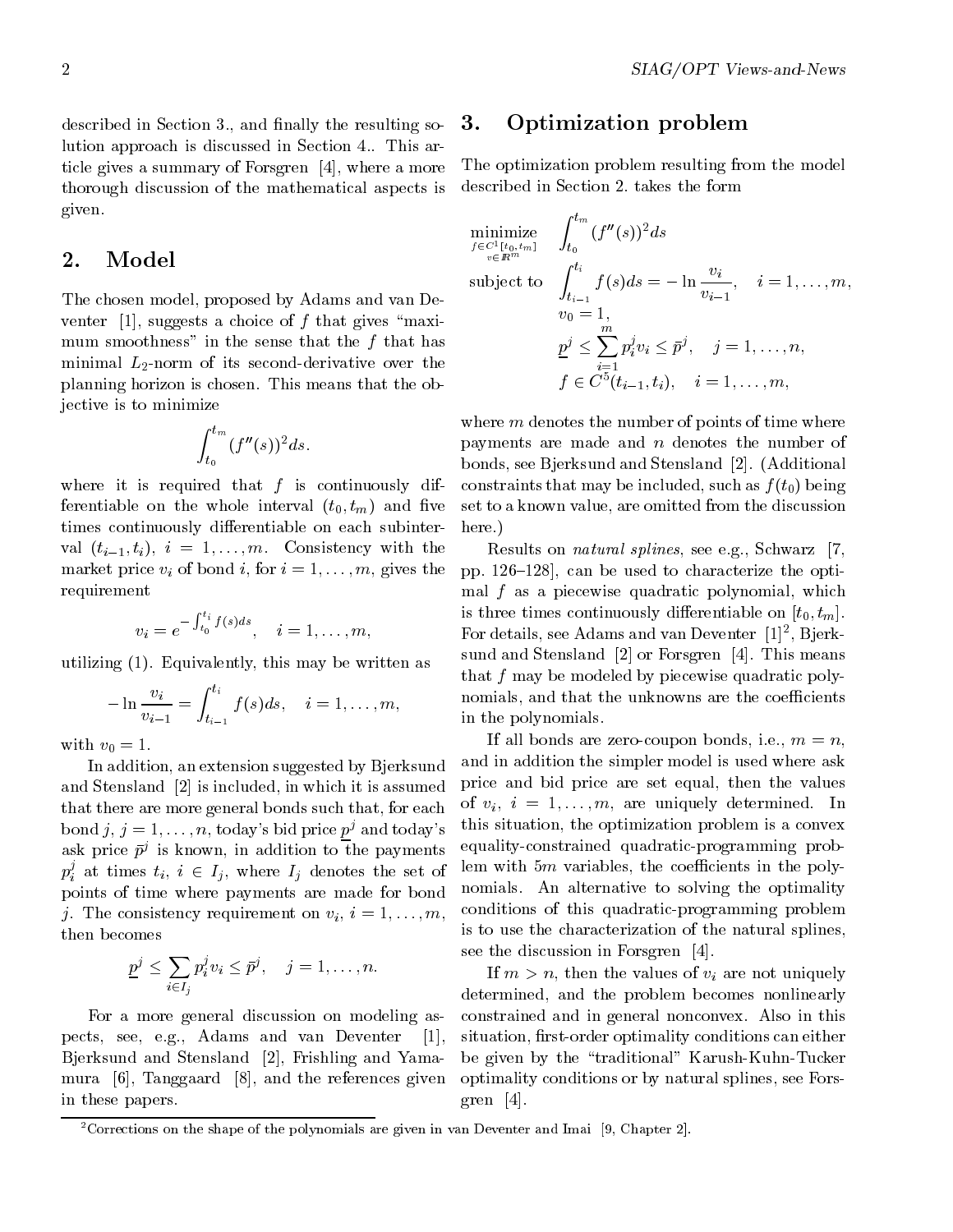described in Section 3., and finally the resulting solution approach is discussed in Section 4.. This article gives a summary of Forsgren [4], where a more thorough discussion of the mathematical aspects is given.

## 2. Model

The chosen model, proposed by Adams and van Deventer [1], suggests a choice of $f$ that gives "maximum smoothness" in the sense that the $f$ that has minimal $L_2$-norm of its second-derivative over the planning horizon is chosen. This means that the objective is to minimize

$$\int_{t_0}^{t_m} (f''(s))^2 ds.$$

where it is required that $f$ is continuously differentiable on the whole interval $(t_0, t_m)$ and five times continuously differentiable on each subinterval $(t_{i-1}, t_i)$, $i = 1, \ldots, m$. Consistency with the market price $v_i$ of bond $i$, for $i = 1, \ldots, m$, gives the requirement

$$v_i = e^{-\int_{t_0}^{t_i} f(s) ds}, \quad i = 1, \ldots, m,$$

utilizing (1). Equivalently, this may be written as

$$-\ln \frac{v_i}{v_{i-1}} = \int_{t_{i-1}}^{t_i} f(s) ds, \quad i = 1, \ldots, m,$$

with $v_0 = 1$.

In addition, an extension suggested by Bjerksund and Stensland [2] is included, in which it is assumed that there are more general bonds such that, for each bond $j$, $j = 1, \ldots, n$, today's bid price $\underline{p}^j$ and today's ask price $\bar{p}^j$ is known, in addition to the payments $p_i^j$ at times $t_i$, $i \in I_j$, where $I_j$ denotes the set of points of time where payments are made for bond $j$. The consistency requirement on $v_i$, $i = 1, \ldots, m$, then becomes

$$\underline{p}^j \leq \sum_{i \in I_j} p_i^j v_i \leq \bar{p}^j, \quad j = 1, \ldots, n.$$

For a more general discussion on modeling aspects, see, e.g., Adams and van Deventer [1], Bjerksund and Stensland [2], Frishling and Yamamura [6], Tanggaard [8], and the references given in these papers.

## 3. Optimization problem

The optimization problem resulting from the model described in Section 2. takes the form

$$\begin{array}{ll}
\underset{\substack{f \in C^1[t_0, t_m] \\ v \in \mathbb{R}^m}}{\text{minimize}} & \displaystyle\int_{t_0}^{t_m} (f''(s))^2 ds \\
\text{subject to} & \displaystyle\int_{t_{i-1}}^{t_i} f(s) ds = -\ln \frac{v_i}{v_{i-1}}, \quad i = 1, \ldots, m, \\
& v_0 = 1, \\
& \displaystyle\underline{p}^j \leq \sum_{i=1}^{m} p_i^j v_i \leq \bar{p}^j, \quad j = 1, \ldots, n, \\
& f \in C^5(t_{i-1}, t_i), \quad i = 1, \ldots, m,
\end{array}$$

where $m$ denotes the number of points of time where payments are made and $n$ denotes the number of bonds, see Bjerksund and Stensland [2]. (Additional constraints that may be included, such as $f(t_0)$ being set to a known value, are omitted from the discussion here.)

Results on *natural splines*, see e.g., Schwarz [7, pp. 126–128], can be used to characterize the optimal $f$ as a piecewise quadratic polynomial, which is three times continuously differentiable on $[t_0, t_m]$. For details, see Adams and van Deventer [1][2], Bjerksund and Stensland [2] or Forsgren [4]. This means that $f$ may be modeled by piecewise quadratic polynomials, and that the unknowns are the coefficients in the polynomials.

If all bonds are zero-coupon bonds, i.e., $m = n$, and in addition the simpler model is used where ask price and bid price are set equal, then the values of $v_i$, $i = 1, \ldots, m$, are uniquely determined. In this situation, the optimization problem is a convex equality-constrained quadratic-programming problem with $5m$ variables, the coefficients in the polynomials. An alternative to solving the optimality conditions of this quadratic-programming problem is to use the characterization of the natural splines, see the discussion in Forsgren [4].

If $m > n$, then the values of $v_i$ are not uniquely determined, and the problem becomes nonlinearly constrained and in general nonconvex. Also in this situation, first-order optimality conditions can either be given by the "traditional" Karush-Kuhn-Tucker optimality conditions or by natural splines, see Forsgren [4].

[2] Corrections on the shape of the polynomials are given in van Deventer and Imai [9, Chapter 2].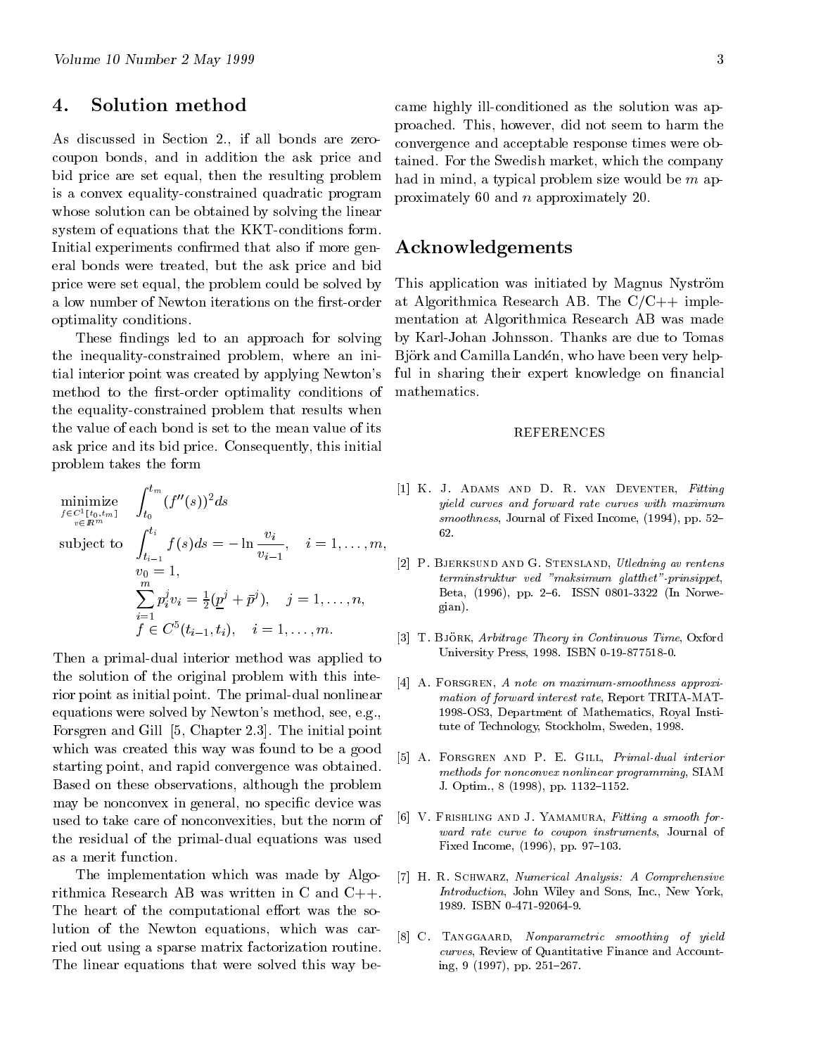## 4. Solution method

As discussed in Section 2., if all bonds are zero-coupon bonds, and in addition the ask price and bid price are set equal, then the resulting problem is a convex equality-constrained quadratic program whose solution can be obtained by solving the linear system of equations that the KKT-conditions form. Initial experiments confirmed that also if more general bonds were treated, but the ask price and bid price were set equal, the problem could be solved by a low number of Newton iterations on the first-order optimality conditions.

These findings led to an approach for solving the inequality-constrained problem, where an initial interior point was created by applying Newton's method to the first-order optimality conditions of the equality-constrained problem that results when the value of each bond is set to the mean value of its ask price and its bid price. Consequently, this initial problem takes the form

$$
\begin{array}{ll}
\underset{\substack{f\in C^1[t_0,t_m]\\ v\in I\!R^m}}{\text{minimize}} & \displaystyle\int_{t_0}^{t_m} (f''(s))^2 ds \\
\text{subject to} & \displaystyle\int_{t_{i-1}}^{t_i} f(s)ds = -\ln \frac{v_i}{v_{i-1}}, \quad i = 1,\dots,m, \\
& v_0 = 1, \\
& \displaystyle\sum_{i=1}^{m} p_i^j v_i = \tfrac{1}{2}(\underline{p}^j + \bar{p}^j), \quad j = 1,\dots,n, \\
& f \in C^5(t_{i-1},t_i), \quad i = 1,\dots,m.
\end{array}
$$

Then a primal-dual interior method was applied to the solution of the original problem with this interior point as initial point. The primal-dual nonlinear equations were solved by Newton's method, see, e.g., Forsgren and Gill [5, Chapter 2.3]. The initial point which was created this way was found to be a good starting point, and rapid convergence was obtained. Based on these observations, although the problem may be nonconvex in general, no specific device was used to take care of nonconvexities, but the norm of the residual of the primal-dual equations was used as a merit function.

The implementation which was made by Algorithmica Research AB was written in C and C++. The heart of the computational effort was the solution of the Newton equations, which was carried out using a sparse matrix factorization routine. The linear equations that were solved this way became highly ill-conditioned as the solution was approached. This, however, did not seem to harm the convergence and acceptable response times were obtained. For the Swedish market, which the company had in mind, a typical problem size would be $m$ approximately 60 and $n$ approximately 20.

## Acknowledgements

This application was initiated by Magnus Nyström at Algorithmica Research AB. The C/C++ implementation at Algorithmica Research AB was made by Karl-Johan Johnsson. Thanks are due to Tomas Björk and Camilla Landén, who have been very helpful in sharing their expert knowledge on financial mathematics.

## References

[1] K. J. Adams and D. R. van Deventer, *Fitting yield curves and forward rate curves with maximum smoothness*, Journal of Fixed Income, (1994), pp. 52–62.

[2] P. Bjerksund and G. Stensland, *Utledning av rentens terminstruktur ved "maksimum glatthet"-prinsippet*, Beta, (1996), pp. 2–6. ISSN 0801-3322 (In Norwegian).

[3] T. Björk, *Arbitrage Theory in Continuous Time*, Oxford University Press, 1998. ISBN 0-19-877518-0.

[4] A. Forsgren, *A note on maximum-smoothness approximation of forward interest rate*, Report TRITA-MAT-1998-OS3, Department of Mathematics, Royal Institute of Technology, Stockholm, Sweden, 1998.

[5] A. Forsgren and P. E. Gill, *Primal-dual interior methods for nonconvex nonlinear programming*, SIAM J. Optim., 8 (1998), pp. 1132–1152.

[6] V. Frishling and J. Yamamura, *Fitting a smooth forward rate curve to coupon instruments*, Journal of Fixed Income, (1996), pp. 97–103.

[7] H. R. Schwarz, *Numerical Analysis: A Comprehensive Introduction*, John Wiley and Sons, Inc., New York, 1989. ISBN 0-471-92064-9.

[8] C. Tanggaard, *Nonparametric smoothing of yield curves*, Review of Quantitative Finance and Accounting, 9 (1997), pp. 251–267.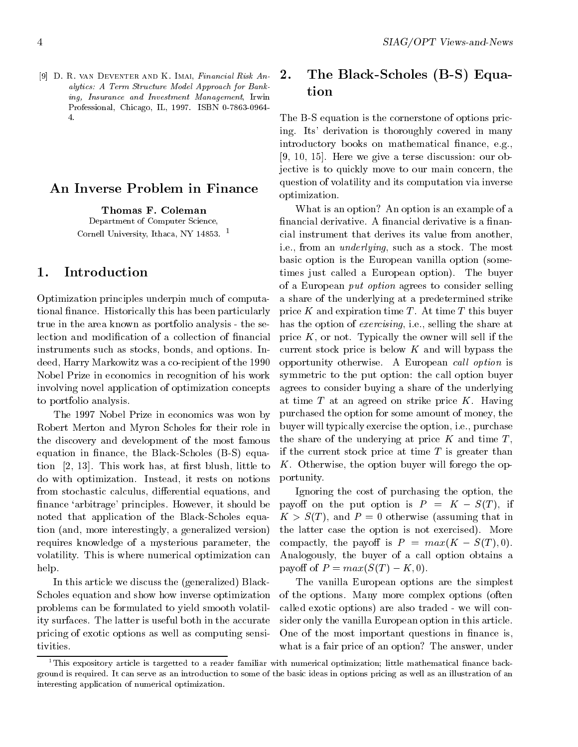[9] D. R. van Deventer and K. Imai, *Financial Risk Analytics: A Term Structure Model Approach for Banking, Insurance and Investment Management*, Irwin Professional, Chicago, IL, 1997. ISBN 0-7863-0964-4.

# An Inverse Problem in Finance

**Thomas F. Coleman**
Department of Computer Science,
Cornell University, Ithaca, NY 14853. [1]

## 1. Introduction

Optimization principles underpin much of computational finance. Historically this has been particularly true in the area known as portfolio analysis - the selection and modification of a collection of financial instruments such as stocks, bonds, and options. Indeed, Harry Markowitz was a co-recipient of the 1990 Nobel Prize in economics in recognition of his work involving novel application of optimization concepts to portfolio analysis.

The 1997 Nobel Prize in economics was won by Robert Merton and Myron Scholes for their role in the discovery and development of the most famous equation in finance, the Black-Scholes (B-S) equation [2, 13]. This work has, at first blush, little to do with optimization. Instead, it rests on notions from stochastic calculus, differential equations, and finance 'arbitrage' principles. However, it should be noted that application of the Black-Scholes equation (and, more interestingly, a generalized version) requires knowledge of a mysterious parameter, the volatility. This is where numerical optimization can help.

In this article we discuss the (generalized) Black-Scholes equation and show how inverse optimization problems can be formulated to yield smooth volatility surfaces. The latter is useful both in the accurate pricing of exotic options as well as computing sensitivities.

## 2. The Black-Scholes (B-S) Equation

The B-S equation is the cornerstone of options pricing. Its' derivation is thoroughly covered in many introductory books on mathematical finance, e.g., [9, 10, 15]. Here we give a terse discussion: our objective is to quickly move to our main concern, the question of volatility and its computation via inverse optimization.

What is an option? An option is an example of a financial derivative. A financial derivative is a financial instrument that derives its value from another, i.e., from an *underlying*, such as a stock. The most basic option is the European vanilla option (sometimes just called a European option). The buyer of a European *put option* agrees to consider selling a share of the underlying at a predetermined strike price $K$ and expiration time $T$. At time $T$ this buyer has the option of *exercising*, i.e., selling the share at price $K$, or not. Typically the owner will sell if the current stock price is below $K$ and will bypass the opportunity otherwise. A European *call option* is symmetric to the put option: the call option buyer agrees to consider buying a share of the underlying at time $T$ at an agreed on strike price $K$. Having purchased the option for some amount of money, the buyer will typically exercise the option, i.e., purchase the share of the underying at price $K$ and time $T$, if the current stock price at time $T$ is greater than $K$. Otherwise, the option buyer will forego the opportunity.

Ignoring the cost of purchasing the option, the payoff on the put option is $P = K - S(T)$, if $K > S(T)$, and $P = 0$ otherwise (assuming that in the latter case the option is not exercised). More compactly, the payoff is $P = max(K - S(T), 0)$. Analogously, the buyer of a call option obtains a payoff of $P = max(S(T) - K, 0)$.

The vanilla European options are the simplest of the options. Many more complex options (often called exotic options) are also traded - we will consider only the vanilla European option in this article. One of the most important questions in finance is, what is a fair price of an option? The answer, under

[1] This expository article is targetted to a reader familiar with numerical optimization; little mathematical finance background is required. It can serve as an introduction to some of the basic ideas in options pricing as well as an illustration of an interesting application of numerical optimization.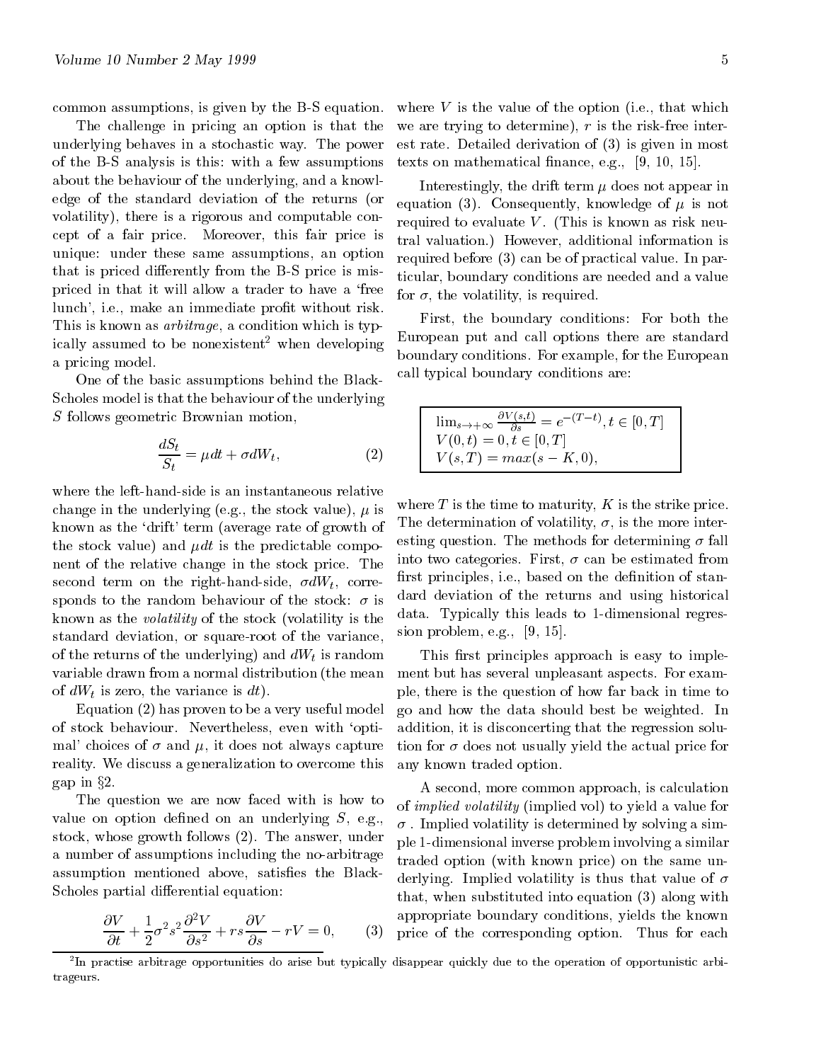common assumptions, is given by the B-S equation.

The challenge in pricing an option is that the underlying behaves in a stochastic way. The power of the B-S analysis is this: with a few assumptions about the behaviour of the underlying, and a knowledge of the standard deviation of the returns (or volatility), there is a rigorous and computable concept of a fair price. Moreover, this fair price is unique: under these same assumptions, an option that is priced differently from the B-S price is mispriced in that it will allow a trader to have a 'free lunch', i.e., make an immediate profit without risk. This is known as *arbitrage*, a condition which is typically assumed to be nonexistent[2] when developing a pricing model.

One of the basic assumptions behind the Black-Scholes model is that the behaviour of the underlying $S$ follows geometric Brownian motion,

$$\frac{dS_t}{S_t} = \mu dt + \sigma dW_t, \qquad (2)$$

where the left-hand-side is an instantaneous relative change in the underlying (e.g., the stock value), $\mu$ is known as the 'drift' term (average rate of growth of the stock value) and $\mu dt$ is the predictable component of the relative change in the stock price. The second term on the right-hand-side, $\sigma dW_t$, corresponds to the random behaviour of the stock: $\sigma$ is known as the *volatility* of the stock (volatility is the standard deviation, or square-root of the variance, of the returns of the underlying) and $dW_t$ is random variable drawn from a normal distribution (the mean of $dW_t$ is zero, the variance is $dt$).

Equation (2) has proven to be a very useful model of stock behaviour. Nevertheless, even with 'optimal' choices of $\sigma$ and $\mu$, it does not always capture reality. We discuss a generalization to overcome this gap in §2.

The question we are now faced with is how to value on option defined on an underlying $S$, e.g., stock, whose growth follows (2). The answer, under a number of assumptions including the no-arbitrage assumption mentioned above, satisfies the Black-Scholes partial differential equation:

$$\frac{\partial V}{\partial t} + \frac{1}{2}\sigma^2 s^2 \frac{\partial^2 V}{\partial s^2} + rs\frac{\partial V}{\partial s} - rV = 0, \qquad (3)$$

where $V$ is the value of the option (i.e., that which we are trying to determine), $r$ is the risk-free interest rate. Detailed derivation of (3) is given in most texts on mathematical finance, e.g., [9, 10, 15].

Interestingly, the drift term $\mu$ does not appear in equation (3). Consequently, knowledge of $\mu$ is not required to evaluate $V$. (This is known as risk neutral valuation.) However, additional information is required before (3) can be of practical value. In particular, boundary conditions are needed and a value for $\sigma$, the volatility, is required.

First, the boundary conditions: For both the European put and call options there are standard boundary conditions. For example, for the European call typical boundary conditions are:

$$\lim_{s \to +\infty} \frac{\partial V(s,t)}{\partial s} = e^{-(T-t)}, t \in [0,T]$$
$$V(0,t) = 0, t \in [0,T]$$
$$V(s,T) = max(s-K, 0),$$

where $T$ is the time to maturity, $K$ is the strike price. The determination of volatility, $\sigma$, is the more interesting question. The methods for determining $\sigma$ fall into two categories. First, $\sigma$ can be estimated from first principles, i.e., based on the definition of standard deviation of the returns and using historical data. Typically this leads to 1-dimensional regression problem, e.g., [9, 15].

This first principles approach is easy to implement but has several unpleasant aspects. For example, there is the question of how far back in time to go and how the data should best be weighted. In addition, it is disconcerting that the regression solution for $\sigma$ does not usually yield the actual price for any known traded option.

A second, more common approach, is calculation of *implied volatility* (implied vol) to yield a value for $\sigma$ . Implied volatility is determined by solving a simple 1-dimensional inverse problem involving a similar traded option (with known price) on the same underlying. Implied volatility is thus that value of $\sigma$ that, when substituted into equation (3) along with appropriate boundary conditions, yields the known price of the corresponding option. Thus for each

[2] In practise arbitrage opportunities do arise but typically disappear quickly due to the operation of opportunistic arbitrageurs.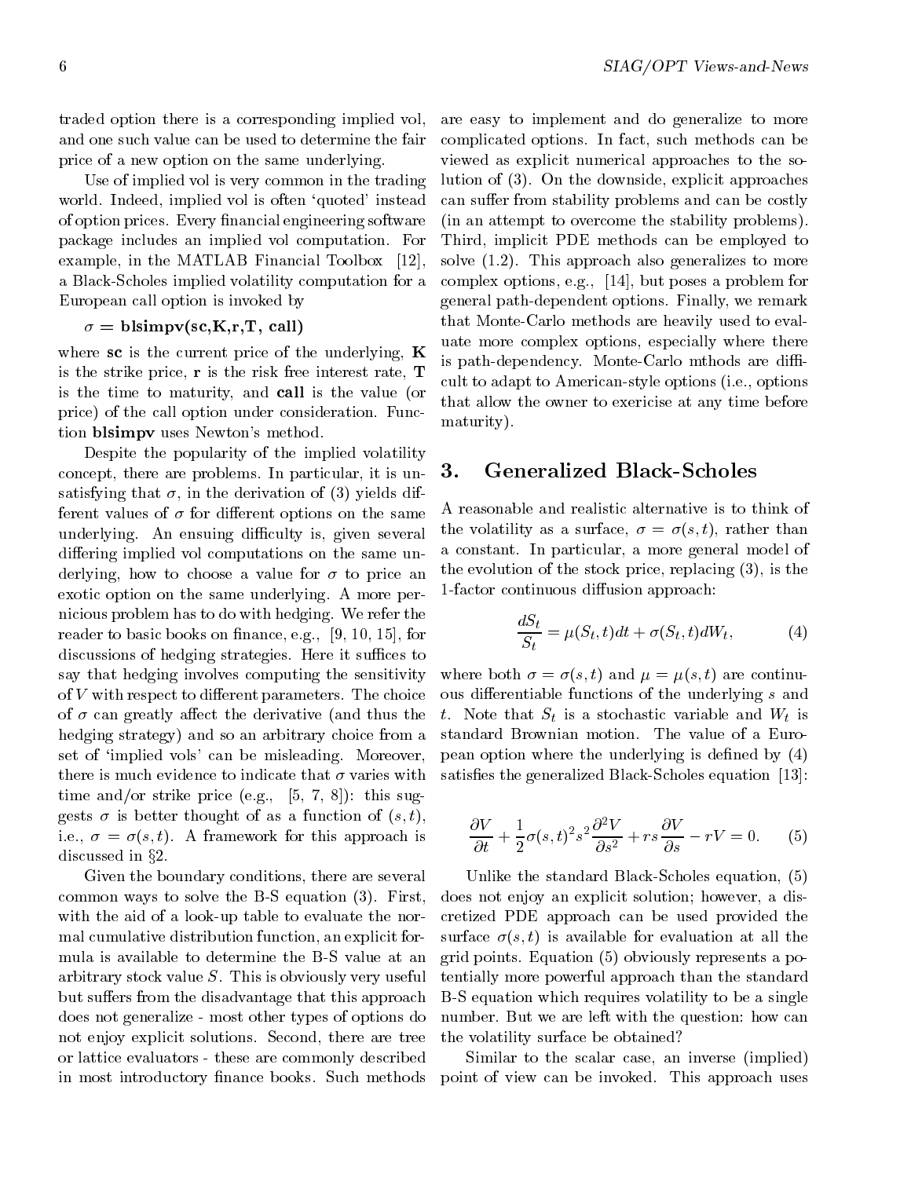traded option there is a corresponding implied vol, and one such value can be used to determine the fair price of a new option on the same underlying.

Use of implied vol is very common in the trading world. Indeed, implied vol is often 'quoted' instead of option prices. Every financial engineering software package includes an implied vol computation. For example, in the MATLAB Financial Toolbox [12], a Black-Scholes implied volatility computation for a European call option is invoked by

$\sigma$ = **blsimpv(sc,K,r,T, call)**

where **sc** is the current price of the underlying, **K** is the strike price, **r** is the risk free interest rate, **T** is the time to maturity, and **call** is the value (or price) of the call option under consideration. Function **blsimpv** uses Newton's method.

Despite the popularity of the implied volatility concept, there are problems. In particular, it is unsatisfying that $\sigma$, in the derivation of (3) yields different values of $\sigma$ for different options on the same underlying. An ensuing difficulty is, given several differing implied vol computations on the same underlying, how to choose a value for $\sigma$ to price an exotic option on the same underlying. A more pernicious problem has to do with hedging. We refer the reader to basic books on finance, e.g., [9, 10, 15], for discussions of hedging strategies. Here it suffices to say that hedging involves computing the sensitivity of $V$ with respect to different parameters. The choice of $\sigma$ can greatly affect the derivative (and thus the hedging strategy) and so an arbitrary choice from a set of 'implied vols' can be misleading. Moreover, there is much evidence to indicate that $\sigma$ varies with time and/or strike price (e.g., [5, 7, 8]): this suggests $\sigma$ is better thought of as a function of $(s, t)$, i.e., $\sigma = \sigma(s, t)$. A framework for this approach is discussed in §2.

Given the boundary conditions, there are several common ways to solve the B-S equation (3). First, with the aid of a look-up table to evaluate the normal cumulative distribution function, an explicit formula is available to determine the B-S value at an arbitrary stock value $S$. This is obviously very useful but suffers from the disadvantage that this approach does not generalize - most other types of options do not enjoy explicit solutions. Second, there are tree or lattice evaluators - these are commonly described in most introductory finance books. Such methods are easy to implement and do generalize to more complicated options. In fact, such methods can be viewed as explicit numerical approaches to the solution of (3). On the downside, explicit approaches can suffer from stability problems and can be costly (in an attempt to overcome the stability problems). Third, implicit PDE methods can be employed to solve (1.2). This approach also generalizes to more complex options, e.g., [14], but poses a problem for general path-dependent options. Finally, we remark that Monte-Carlo methods are heavily used to evaluate more complex options, especially where there is path-dependency. Monte-Carlo mthods are difficult to adapt to American-style options (i.e., options that allow the owner to exericise at any time before maturity).

## 3. Generalized Black-Scholes

A reasonable and realistic alternative is to think of the volatility as a surface, $\sigma = \sigma(s, t)$, rather than a constant. In particular, a more general model of the evolution of the stock price, replacing (3), is the 1-factor continuous diffusion approach:

$$\frac{dS_t}{S_t} = \mu(S_t, t)dt + \sigma(S_t, t)dW_t, \tag{4}$$

where both $\sigma = \sigma(s, t)$ and $\mu = \mu(s, t)$ are continuous differentiable functions of the underlying $s$ and $t$. Note that $S_t$ is a stochastic variable and $W_t$ is standard Brownian motion. The value of a European option where the underlying is defined by (4) satisfies the generalized Black-Scholes equation [13]:

$$\frac{\partial V}{\partial t} + \frac{1}{2}\sigma(s, t)^2 s^2 \frac{\partial^2 V}{\partial s^2} + rs\frac{\partial V}{\partial s} - rV = 0. \tag{5}$$

Unlike the standard Black-Scholes equation, (5) does not enjoy an explicit solution; however, a discretized PDE approach can be used provided the surface $\sigma(s, t)$ is available for evaluation at all the grid points. Equation (5) obviously represents a potentially more powerful approach than the standard B-S equation which requires volatility to be a single number. But we are left with the question: how can the volatility surface be obtained?

Similar to the scalar case, an inverse (implied) point of view can be invoked. This approach uses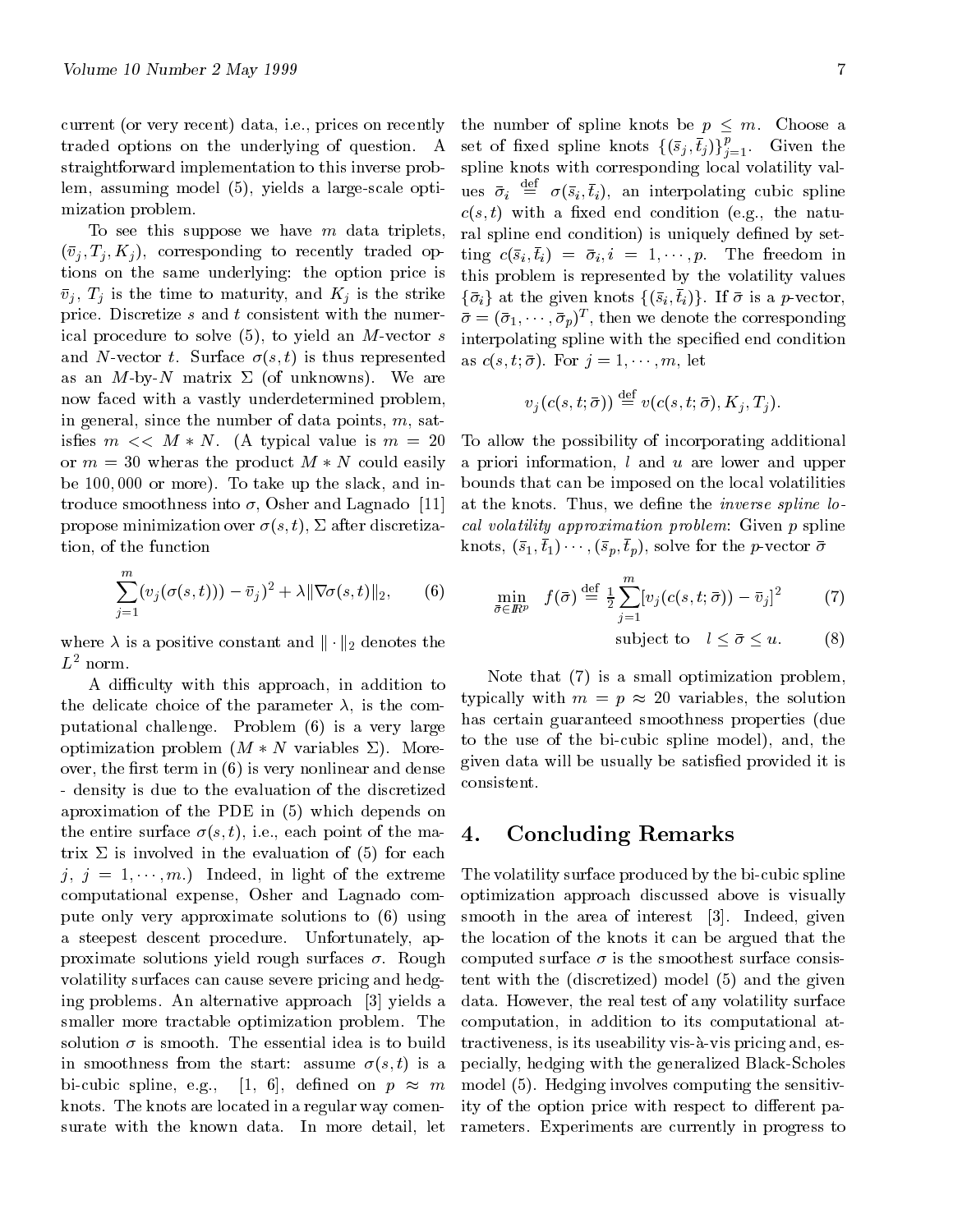current (or very recent) data, i.e., prices on recently traded options on the underlying of question. A straightforward implementation to this inverse problem, assuming model (5), yields a large-scale optimization problem.

To see this suppose we have $m$ data triplets, $(\bar{v}_j, T_j, K_j)$, corresponding to recently traded options on the same underlying: the option price is $\bar{v}_j$, $T_j$ is the time to maturity, and $K_j$ is the strike price. Discretize $s$ and $t$ consistent with the numerical procedure to solve (5), to yield an $M$-vector $s$ and $N$-vector $t$. Surface $\sigma(s,t)$ is thus represented as an $M$-by-$N$ matrix $\Sigma$ (of unknowns). We are now faced with a vastly underdetermined problem, in general, since the number of data points, $m$, satisfies $m << M * N$. (A typical value is $m = 20$ or $m = 30$ wheras the product $M * N$ could easily be $100,000$ or more). To take up the slack, and introduce smoothness into $\sigma$, Osher and Lagnado [11] propose minimization over $\sigma(s,t)$, $\Sigma$ after discretization, of the function

$$\sum_{j=1}^{m}(v_j(\sigma(s,t))) - \bar{v}_j)^2 + \lambda \|\nabla \sigma(s,t)\|_2, \tag{6}$$

where $\lambda$ is a positive constant and $\|\cdot\|_2$ denotes the $L^2$ norm.

A difficulty with this approach, in addition to the delicate choice of the parameter $\lambda$, is the computational challenge. Problem (6) is a very large optimization problem ($M * N$ variables $\Sigma$). Moreover, the first term in (6) is very nonlinear and dense - density is due to the evaluation of the discretized aproximation of the PDE in (5) which depends on the entire surface $\sigma(s,t)$, i.e., each point of the matrix $\Sigma$ is involved in the evaluation of (5) for each $j$, $j = 1, \cdots, m$.) Indeed, in light of the extreme computational expense, Osher and Lagnado compute only very approximate solutions to (6) using a steepest descent procedure. Unfortunately, approximate solutions yield rough surfaces $\sigma$. Rough volatility surfaces can cause severe pricing and hedging problems. An alternative approach [3] yields a smaller more tractable optimization problem. The solution $\sigma$ is smooth. The essential idea is to build in smoothness from the start: assume $\sigma(s,t)$ is a bi-cubic spline, e.g., [1, 6], defined on $p \approx m$ knots. The knots are located in a regular way comensurate with the known data. In more detail, let the number of spline knots be $p \le m$. Choose a set of fixed spline knots $\{(\bar{s}_j, \bar{t}_j)\}_{j=1}^{p}$. Given the spline knots with corresponding local volatility values $\bar{\sigma}_i \stackrel{\text{def}}{=} \sigma(\bar{s}_i, \bar{t}_i)$, an interpolating cubic spline $c(s,t)$ with a fixed end condition (e.g., the natural spline end condition) is uniquely defined by setting $c(\bar{s}_i, \bar{t}_i) = \bar{\sigma}_i, i = 1, \cdots, p$. The freedom in this problem is represented by the volatility values $\{\bar{\sigma}_i\}$ at the given knots $\{(\bar{s}_i, \bar{t}_i)\}$. If $\bar{\sigma}$ is a $p$-vector, $\bar{\sigma} = (\bar{\sigma}_1, \cdots, \bar{\sigma}_p)^T$, then we denote the corresponding interpolating spline with the specified end condition as $c(s,t;\bar{\sigma})$. For $j = 1, \cdots, m$, let

$$v_j(c(s,t;\bar{\sigma})) \stackrel{\text{def}}{=} v(c(s,t;\bar{\sigma}), K_j, T_j).$$

To allow the possibility of incorporating additional a priori information, $l$ and $u$ are lower and upper bounds that can be imposed on the local volatilities at the knots. Thus, we define the *inverse spline local volatility approximation problem*: Given $p$ spline knots, $(\bar{s}_1, \bar{t}_1) \cdots, (\bar{s}_p, \bar{t}_p)$, solve for the $p$-vector $\bar{\sigma}$

$$\min_{\bar{\sigma} \in \mathbb{R}^p} \quad f(\bar{\sigma}) \stackrel{\text{def}}{=} \tfrac{1}{2} \sum_{j=1}^{m} [v_j(c(s,t;\bar{\sigma})) - \bar{v}_j]^2 \tag{7}$$

$$\text{subject to} \quad l \le \bar{\sigma} \le u. \tag{8}$$

Note that (7) is a small optimization problem, typically with $m = p \approx 20$ variables, the solution has certain guaranteed smoothness properties (due to the use of the bi-cubic spline model), and, the given data will be usually be satisfied provided it is consistent.

## 4. Concluding Remarks

The volatility surface produced by the bi-cubic spline optimization approach discussed above is visually smooth in the area of interest [3]. Indeed, given the location of the knots it can be argued that the computed surface $\sigma$ is the smoothest surface consistent with the (discretized) model (5) and the given data. However, the real test of any volatility surface computation, in addition to its computational attractiveness, is its useability vis-à-vis pricing and, especially, hedging with the generalized Black-Scholes model (5). Hedging involves computing the sensitivity of the option price with respect to different parameters. Experiments are currently in progress to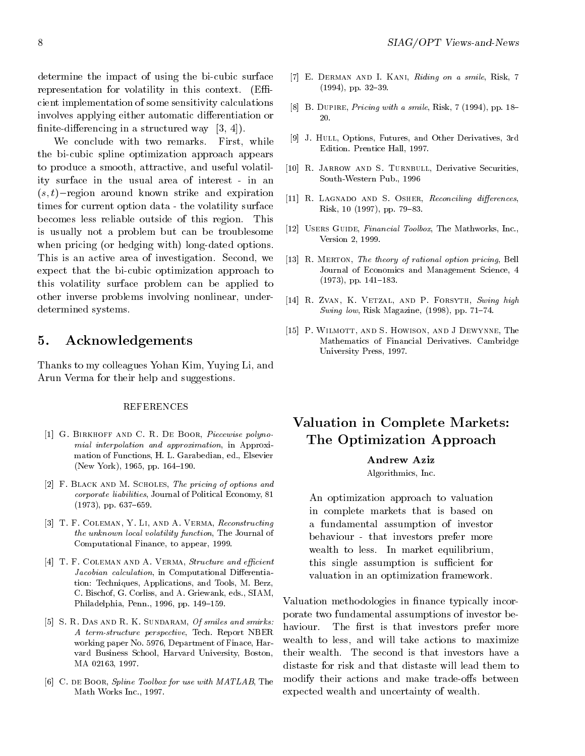determine the impact of using the bi-cubic surface representation for volatility in this context. (Efficient implementation of some sensitivity calculations involves applying either automatic differentiation or finite-differencing in a structured way [3, 4]).

We conclude with two remarks. First, while the bi-cubic spline optimization approach appears to produce a smooth, attractive, and useful volatility surface in the usual area of interest - in an $(s, t)-$region around known strike and expiration times for current option data - the volatility surface becomes less reliable outside of this region. This is usually not a problem but can be troublesome when pricing (or hedging with) long-dated options. This is an active area of investigation. Second, we expect that the bi-cubic optimization approach to this volatility surface problem can be applied to other inverse problems involving nonlinear, underdetermined systems.

## 5. Acknowledgements

Thanks to my colleagues Yohan Kim, Yuying Li, and Arun Verma for their help and suggestions.

### REFERENCES

[1] G. Birkhoff and C. R. De Boor, *Piecewise polynomial interpolation and approximation*, in Approximation of Functions, H. L. Garabedian, ed., Elsevier (New York), 1965, pp. 164–190.

[2] F. Black and M. Scholes, *The pricing of options and corporate liabilities*, Journal of Political Economy, 81 (1973), pp. 637–659.

[3] T. F. Coleman, Y. Li, and A. Verma, *Reconstructing the unknown local volatility function*, The Journal of Computational Finance, to appear, 1999.

[4] T. F. Coleman and A. Verma, *Structure and efficient Jacobian calculation*, in Computational Differentiation: Techniques, Applications, and Tools, M. Berz, C. Bischof, G. Corliss, and A. Griewank, eds., SIAM, Philadelphia, Penn., 1996, pp. 149–159.

[5] S. R. Das and R. K. Sundaram, *Of smiles and smirks: A term-structure perspective*, Tech. Report NBER working paper No. 5976, Department of Finace, Harvard Business School, Harvard University, Boston, MA 02163, 1997.

[6] C. de Boor, *Spline Toolbox for use with MATLAB*, The Math Works Inc., 1997.

[7] E. Derman and I. Kani, *Riding on a smile*, Risk, 7 (1994), pp. 32–39.

[8] B. Dupire, *Pricing with a smile*, Risk, 7 (1994), pp. 18–20.

[9] J. Hull, Options, Futures, and Other Derivatives, 3rd Edition. Prentice Hall, 1997.

[10] R. Jarrow and S. Turnbull, Derivative Securities, South-Western Pub., 1996

[11] R. Lagnado and S. Osher, *Reconciling differences*, Risk, 10 (1997), pp. 79–83.

[12] Users Guide, *Financial Toolbox*, The Mathworks, Inc., Version 2, 1999.

[13] R. Merton, *The theory of rational option pricing*, Bell Journal of Economics and Management Science, 4 (1973), pp. 141–183.

[14] R. Zvan, K. Vetzal, and P. Forsyth, *Swing high Swing low*, Risk Magazine, (1998), pp. 71–74.

[15] P. Wilmott, and S. Howison, and J Dewynne, The Mathematics of Financial Derivatives. Cambridge University Press, 1997.

# Valuation in Complete Markets: The Optimization Approach

**Andrew Aziz**

Algorithmics, Inc.

An optimization approach to valuation in complete markets that is based on a fundamental assumption of investor behaviour - that investors prefer more wealth to less. In market equilibrium, this single assumption is sufficient for valuation in an optimization framework.

Valuation methodologies in finance typically incorporate two fundamental assumptions of investor behaviour. The first is that investors prefer more wealth to less, and will take actions to maximize their wealth. The second is that investors have a distaste for risk and that distaste will lead them to modify their actions and make trade-offs between expected wealth and uncertainty of wealth.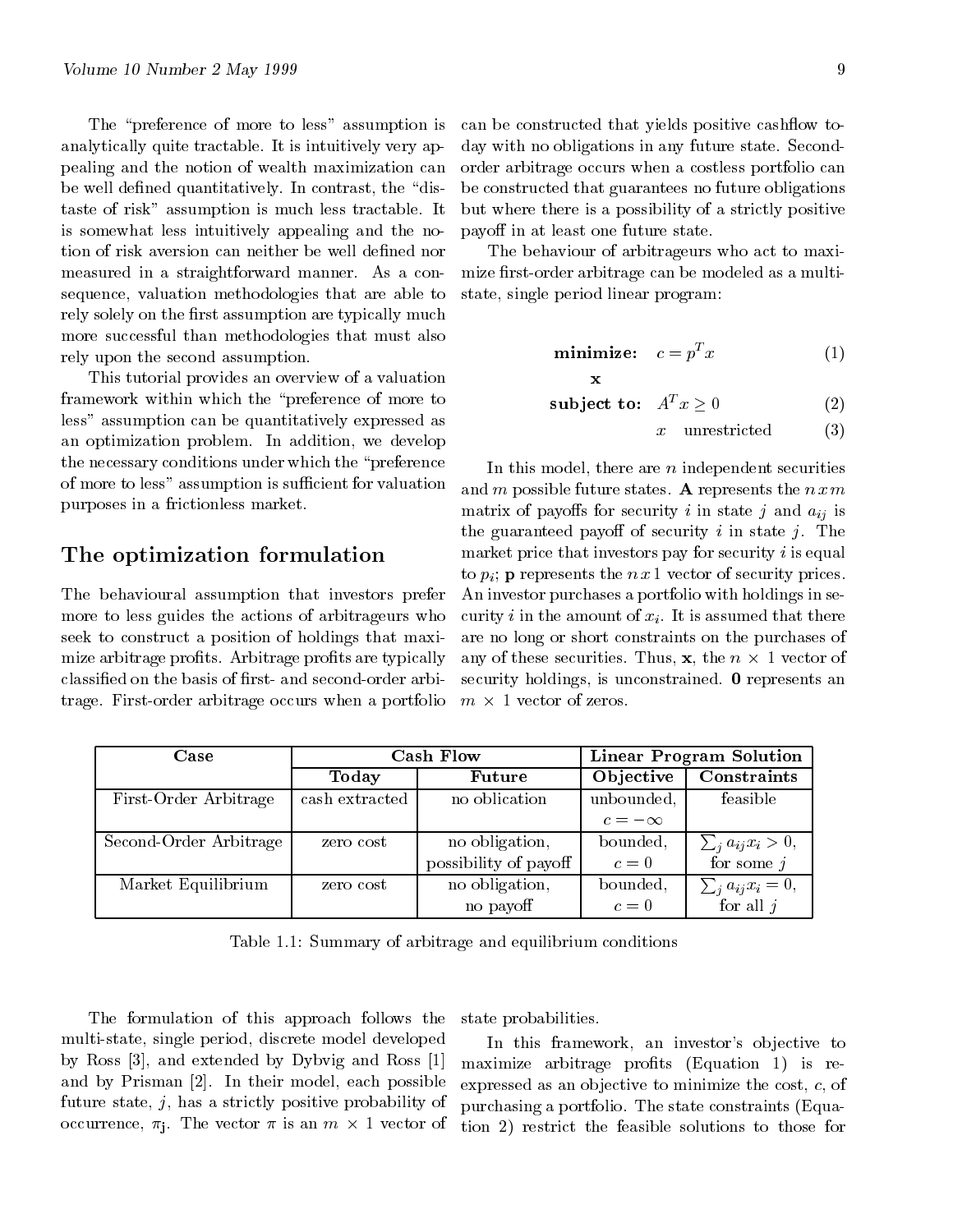The "preference of more to less" assumption is analytically quite tractable. It is intuitively very appealing and the notion of wealth maximization can be well defined quantitatively. In contrast, the "distaste of risk" assumption is much less tractable. It is somewhat less intuitively appealing and the notion of risk aversion can neither be well defined nor measured in a straightforward manner. As a consequence, valuation methodologies that are able to rely solely on the first assumption are typically much more successful than methodologies that must also rely upon the second assumption.

This tutorial provides an overview of a valuation framework within which the "preference of more to less" assumption can be quantitatively expressed as an optimization problem. In addition, we develop the necessary conditions under which the "preference of more to less" assumption is sufficient for valuation purposes in a frictionless market.

## The optimization formulation

The behavioural assumption that investors prefer more to less guides the actions of arbitrageurs who seek to construct a position of holdings that maximize arbitrage profits. Arbitrage profits are typically classified on the basis of first- and second-order arbitrage. First-order arbitrage occurs when a portfolio can be constructed that yields positive cashflow today with no obligations in any future state. Second-order arbitrage occurs when a costless portfolio can be constructed that guarantees no future obligations but where there is a possibility of a strictly positive payoff in at least one future state.

The behaviour of arbitrageurs who act to maximize first-order arbitrage can be modeled as a multi-state, single period linear program:

$$\underset{\mathbf{x}}{\textbf{minimize:}} \quad c = p^T x \tag{1}$$

$$\textbf{subject to:} \quad A^T x \geq 0 \tag{2}$$

$$x \quad \text{unrestricted} \tag{3}$$

In this model, there are $n$ independent securities and $m$ possible future states. $\mathbf{A}$ represents the $n\,x\,m$ matrix of payoffs for security $i$ in state $j$ and $a_{ij}$ is the guaranteed payoff of security $i$ in state $j$. The market price that investors pay for security $i$ is equal to $p_i$; $\mathbf{p}$ represents the $n\,x\,1$ vector of security prices. An investor purchases a portfolio with holdings in security $i$ in the amount of $x_i$. It is assumed that there are no long or short constraints on the purchases of any of these securities. Thus, $\mathbf{x}$, the $n \times 1$ vector of security holdings, is unconstrained. $\mathbf{0}$ represents an $m \times 1$ vector of zeros.

| **Case** | **Cash Flow** | | **Linear Program Solution** | |
|---|---|---|---|---|
| | **Today** | **Future** | **Objective** | **Constraints** |
| First-Order Arbitrage | cash extracted | no oblication | unbounded, $c = -\infty$ | feasible |
| Second-Order Arbitrage | zero cost | no obligation, possibility of payoff | bounded, $c = 0$ | $\sum_j a_{ij}x_i > 0$, for some $j$ |
| Market Equilibrium | zero cost | no obligation, no payoff | bounded, $c = 0$ | $\sum_j a_{ij}x_i = 0$, for all $j$ |

Table 1.1: Summary of arbitrage and equilibrium conditions

The formulation of this approach follows the multi-state, single period, discrete model developed by Ross [3], and extended by Dybvig and Ross [1] and by Prisman [2]. In their model, each possible future state, $j$, has a strictly positive probability of occurrence, $\pi_j$. The vector $\pi$ is an $m \times 1$ vector of state probabilities.

In this framework, an investor's objective to maximize arbitrage profits (Equation 1) is re-expressed as an objective to minimize the cost, $c$, of purchasing a portfolio. The state constraints (Equation 2) restrict the feasible solutions to those for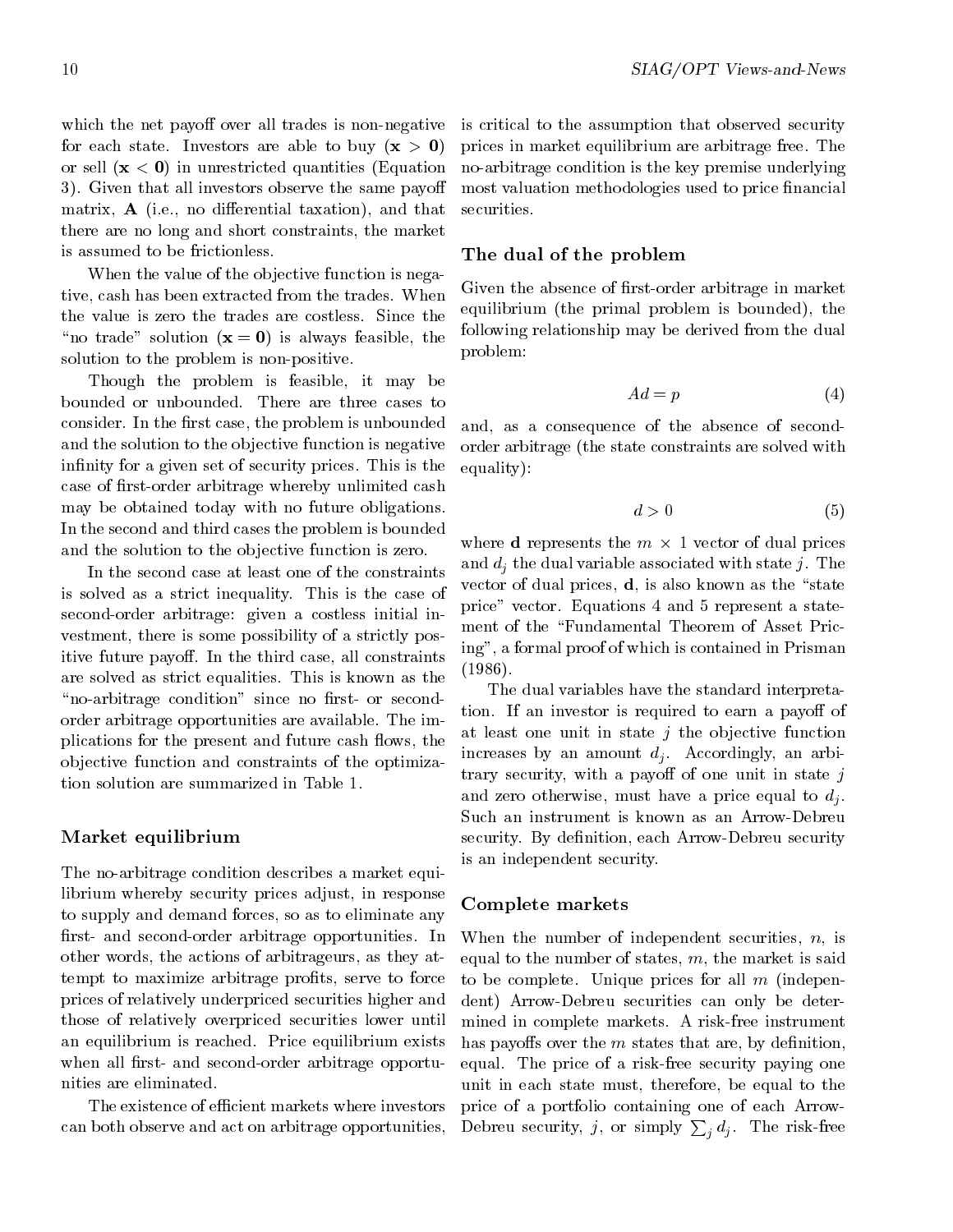which the net payoff over all trades is non-negative for each state. Investors are able to buy ($\mathbf{x} > \mathbf{0}$) or sell ($\mathbf{x} < \mathbf{0}$) in unrestricted quantities (Equation 3). Given that all investors observe the same payoff matrix, $\mathbf{A}$ (i.e., no differential taxation), and that there are no long and short constraints, the market is assumed to be frictionless.

When the value of the objective function is negative, cash has been extracted from the trades. When the value is zero the trades are costless. Since the "no trade" solution ($\mathbf{x} = \mathbf{0}$) is always feasible, the solution to the problem is non-positive.

Though the problem is feasible, it may be bounded or unbounded. There are three cases to consider. In the first case, the problem is unbounded and the solution to the objective function is negative infinity for a given set of security prices. This is the case of first-order arbitrage whereby unlimited cash may be obtained today with no future obligations. In the second and third cases the problem is bounded and the solution to the objective function is zero.

In the second case at least one of the constraints is solved as a strict inequality. This is the case of second-order arbitrage: given a costless initial investment, there is some possibility of a strictly positive future payoff. In the third case, all constraints are solved as strict equalities. This is known as the "no-arbitrage condition" since no first- or second-order arbitrage opportunities are available. The implications for the present and future cash flows, the objective function and constraints of the optimization solution are summarized in Table 1.

### Market equilibrium

The no-arbitrage condition describes a market equilibrium whereby security prices adjust, in response to supply and demand forces, so as to eliminate any first- and second-order arbitrage opportunities. In other words, the actions of arbitrageurs, as they attempt to maximize arbitrage profits, serve to force prices of relatively underpriced securities higher and those of relatively overpriced securities lower until an equilibrium is reached. Price equilibrium exists when all first- and second-order arbitrage opportunities are eliminated.

The existence of efficient markets where investors can both observe and act on arbitrage opportunities, is critical to the assumption that observed security prices in market equilibrium are arbitrage free. The no-arbitrage condition is the key premise underlying most valuation methodologies used to price financial securities.

### The dual of the problem

Given the absence of first-order arbitrage in market equilibrium (the primal problem is bounded), the following relationship may be derived from the dual problem:

$$Ad = p \tag{4}$$

and, as a consequence of the absence of second-order arbitrage (the state constraints are solved with equality):

$$d > 0 \tag{5}$$

where $\mathbf{d}$ represents the $m \times 1$ vector of dual prices and $d_j$ the dual variable associated with state $j$. The vector of dual prices, $\mathbf{d}$, is also known as the "state price" vector. Equations 4 and 5 represent a statement of the "Fundamental Theorem of Asset Pricing", a formal proof of which is contained in Prisman (1986).

The dual variables have the standard interpretation. If an investor is required to earn a payoff of at least one unit in state $j$ the objective function increases by an amount $d_j$. Accordingly, an arbitrary security, with a payoff of one unit in state $j$ and zero otherwise, must have a price equal to $d_j$. Such an instrument is known as an Arrow-Debreu security. By definition, each Arrow-Debreu security is an independent security.

### Complete markets

When the number of independent securities, $n$, is equal to the number of states, $m$, the market is said to be complete. Unique prices for all $m$ (independent) Arrow-Debreu securities can only be determined in complete markets. A risk-free instrument has payoffs over the $m$ states that are, by definition, equal. The price of a risk-free security paying one unit in each state must, therefore, be equal to the price of a portfolio containing one of each Arrow-Debreu security, $j$, or simply $\sum_j d_j$. The risk-free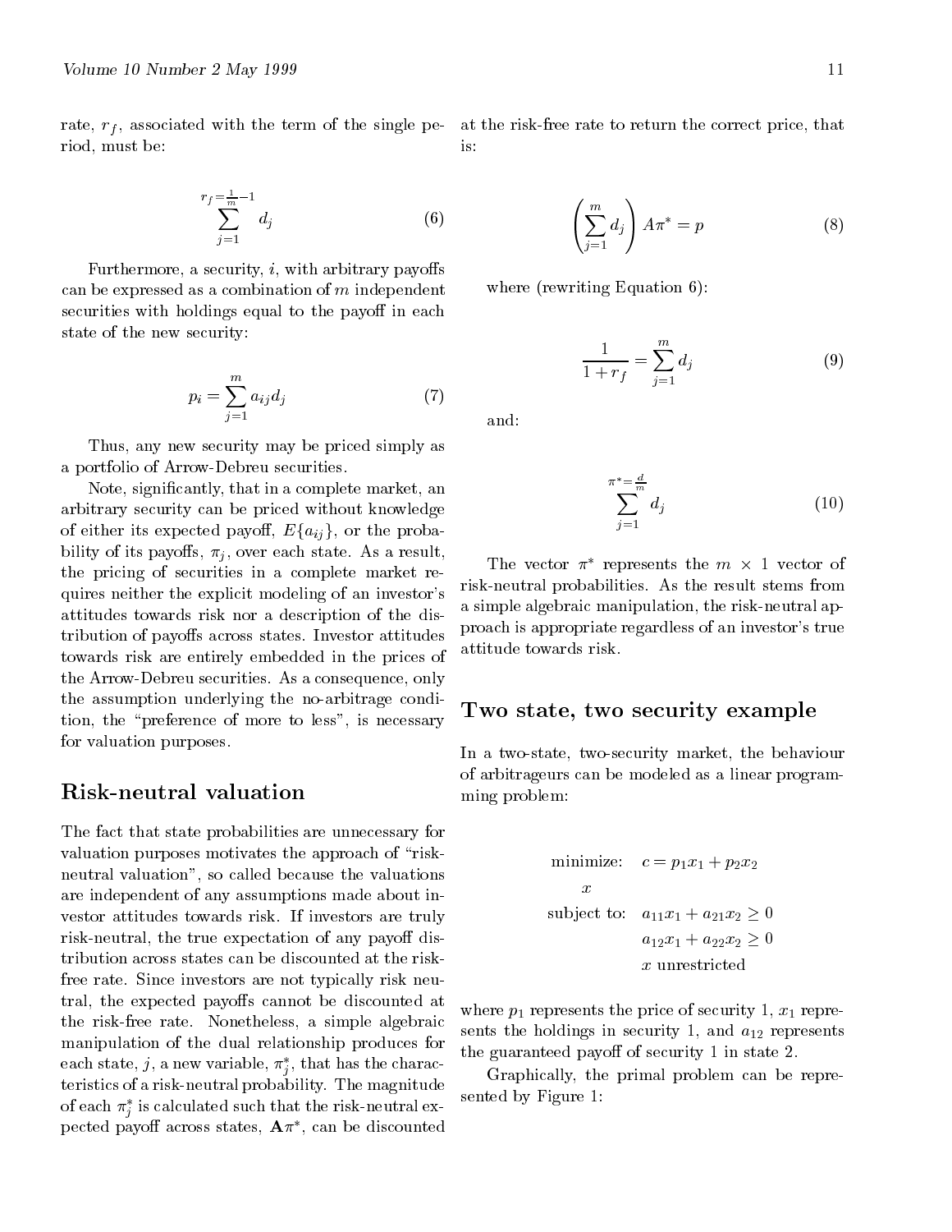rate, $r_f$, associated with the term of the single period, must be:

$$\sum_{j=1}^{r_f=\frac{1}{m}-1} d_j \qquad (6)$$

Furthermore, a security, $i$, with arbitrary payoffs can be expressed as a combination of $m$ independent securities with holdings equal to the payoff in each state of the new security:

$$p_i = \sum_{j=1}^{m} a_{ij} d_j \qquad (7)$$

Thus, any new security may be priced simply as a portfolio of Arrow-Debreu securities.

Note, significantly, that in a complete market, an arbitrary security can be priced without knowledge of either its expected payoff, $E\{a_{ij}\}$, or the probability of its payoffs, $\pi_j$, over each state. As a result, the pricing of securities in a complete market requires neither the explicit modeling of an investor's attitudes towards risk nor a description of the distribution of payoffs across states. Investor attitudes towards risk are entirely embedded in the prices of the Arrow-Debreu securities. As a consequence, only the assumption underlying the no-arbitrage condition, the "preference of more to less", is necessary for valuation purposes.

## Risk-neutral valuation

The fact that state probabilities are unnecessary for valuation purposes motivates the approach of "risk-neutral valuation", so called because the valuations are independent of any assumptions made about investor attitudes towards risk. If investors are truly risk-neutral, the true expectation of any payoff distribution across states can be discounted at the risk-free rate. Since investors are not typically risk neutral, the expected payoffs cannot be discounted at the risk-free rate. Nonetheless, a simple algebraic manipulation of the dual relationship produces for each state, $j$, a new variable, $\pi_j^*$, that has the characteristics of a risk-neutral probability. The magnitude of each $\pi_j^*$ is calculated such that the risk-neutral expected payoff across states, $\mathbf{A}\pi^*$, can be discounted at the risk-free rate to return the correct price, that is:

$$\left(\sum_{j=1}^{m} d_j\right) A\pi^* = p \qquad (8)$$

where (rewriting Equation 6):

$$\frac{1}{1+r_f} = \sum_{j=1}^{m} d_j \qquad (9)$$

and:

$$\sum_{j=1}^{\pi^*=\frac{d}{m}} d_j \qquad (10)$$

The vector $\pi^*$ represents the $m \times 1$ vector of risk-neutral probabilities. As the result stems from a simple algebraic manipulation, the risk-neutral approach is appropriate regardless of an investor's true attitude towards risk.

## Two state, two security example

In a two-state, two-security market, the behaviour of arbitrageurs can be modeled as a linear programming problem:

$$\begin{aligned}
\underset{x}{\text{minimize:}} \quad & c = p_1 x_1 + p_2 x_2 \\
\text{subject to:} \quad & a_{11}x_1 + a_{21}x_2 \geq 0 \\
& a_{12}x_1 + a_{22}x_2 \geq 0 \\
& x \text{ unrestricted}
\end{aligned}$$

where $p_1$ represents the price of security 1, $x_1$ represents the holdings in security 1, and $a_{12}$ represents the guaranteed payoff of security 1 in state 2.

Graphically, the primal problem can be represented by Figure 1: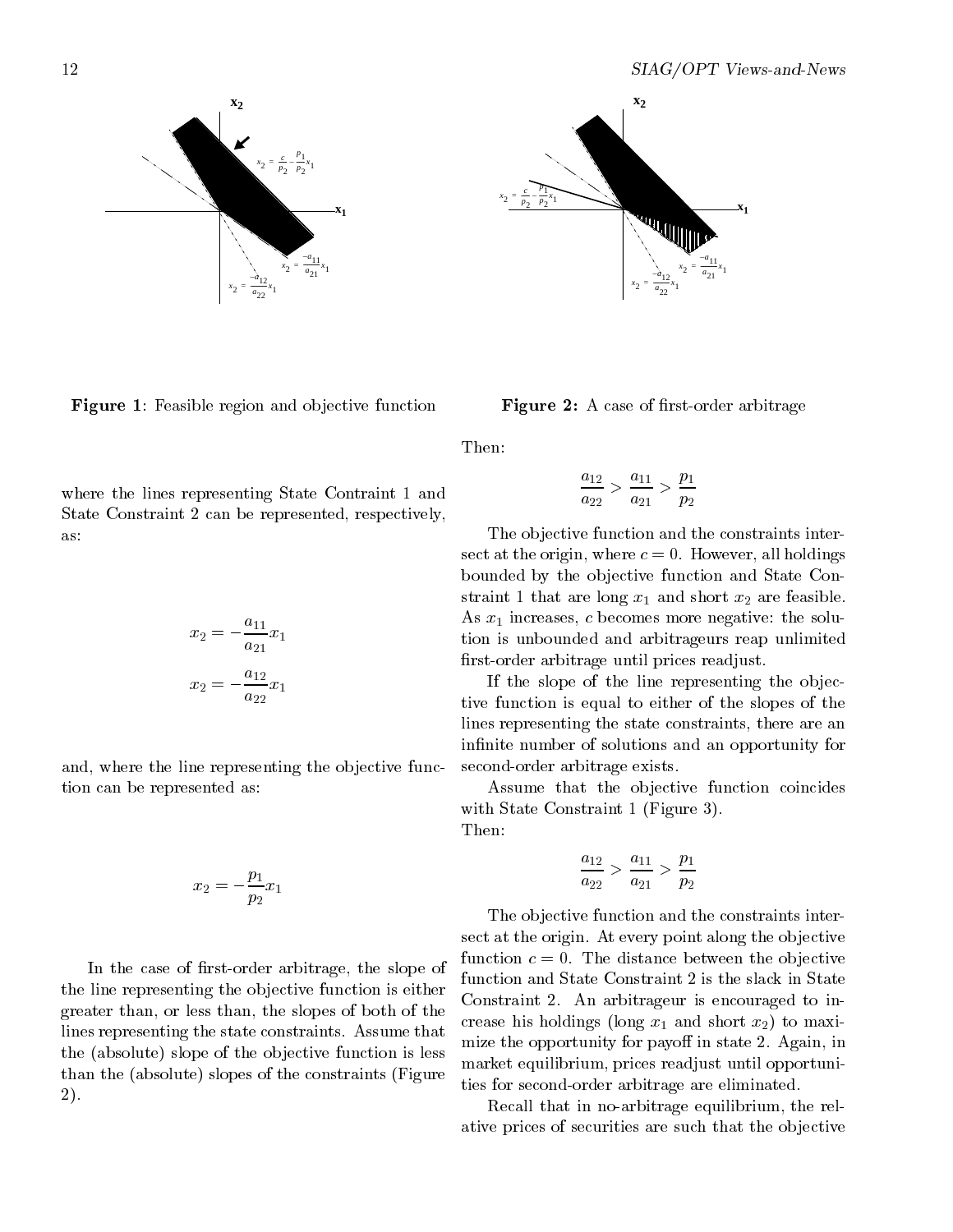$x_2$

$x_1$

$x_2 = \frac{c}{p_2} - \frac{p_1}{p_2}x_1$

$x_2 = \frac{-a_{11}}{a_{21}}x_1$

$x_2 = \frac{-a_{12}}{a_{22}}x_1$

**Figure 1**: Feasible region and objective function

$x_2$

$x_1$

$x_2 = \frac{c}{p_2} - \frac{p_1}{p_2}x_1$

$x_2 = \frac{-a_{11}}{a_{21}}x_1$

$x_2 = \frac{-a_{12}}{a_{22}}x_1$

**Figure 2:** A case of first-order arbitrage

where the lines representing State Contraint 1 and State Constraint 2 can be represented, respectively, as:

$$x_2 = -\frac{a_{11}}{a_{21}}x_1$$

$$x_2 = -\frac{a_{12}}{a_{22}}x_1$$

and, where the line representing the objective function can be represented as:

$$x_2 = -\frac{p_1}{p_2}x_1$$

In the case of first-order arbitrage, the slope of the line representing the objective function is either greater than, or less than, the slopes of both of the lines representing the state constraints. Assume that the (absolute) slope of the objective function is less than the (absolute) slopes of the constraints (Figure 2).

Then:

$$\frac{a_{12}}{a_{22}} > \frac{a_{11}}{a_{21}} > \frac{p_1}{p_2}$$

The objective function and the constraints intersect at the origin, where $c = 0$. However, all holdings bounded by the objective function and State Constraint 1 that are long $x_1$ and short $x_2$ are feasible. As $x_1$ increases, $c$ becomes more negative: the solution is unbounded and arbitrageurs reap unlimited first-order arbitrage until prices readjust.

If the slope of the line representing the objective function is equal to either of the slopes of the lines representing the state constraints, there are an infinite number of solutions and an opportunity for second-order arbitrage exists.

Assume that the objective function coincides with State Constraint 1 (Figure 3).
Then:

$$\frac{a_{12}}{a_{22}} > \frac{a_{11}}{a_{21}} > \frac{p_1}{p_2}$$

The objective function and the constraints intersect at the origin. At every point along the objective function $c = 0$. The distance between the objective function and State Constraint 2 is the slack in State Constraint 2. An arbitrageur is encouraged to increase his holdings (long $x_1$ and short $x_2$) to maximize the opportunity for payoff in state 2. Again, in market equilibrium, prices readjust until opportunities for second-order arbitrage are eliminated.

Recall that in no-arbitrage equilibrium, the relative prices of securities are such that the objective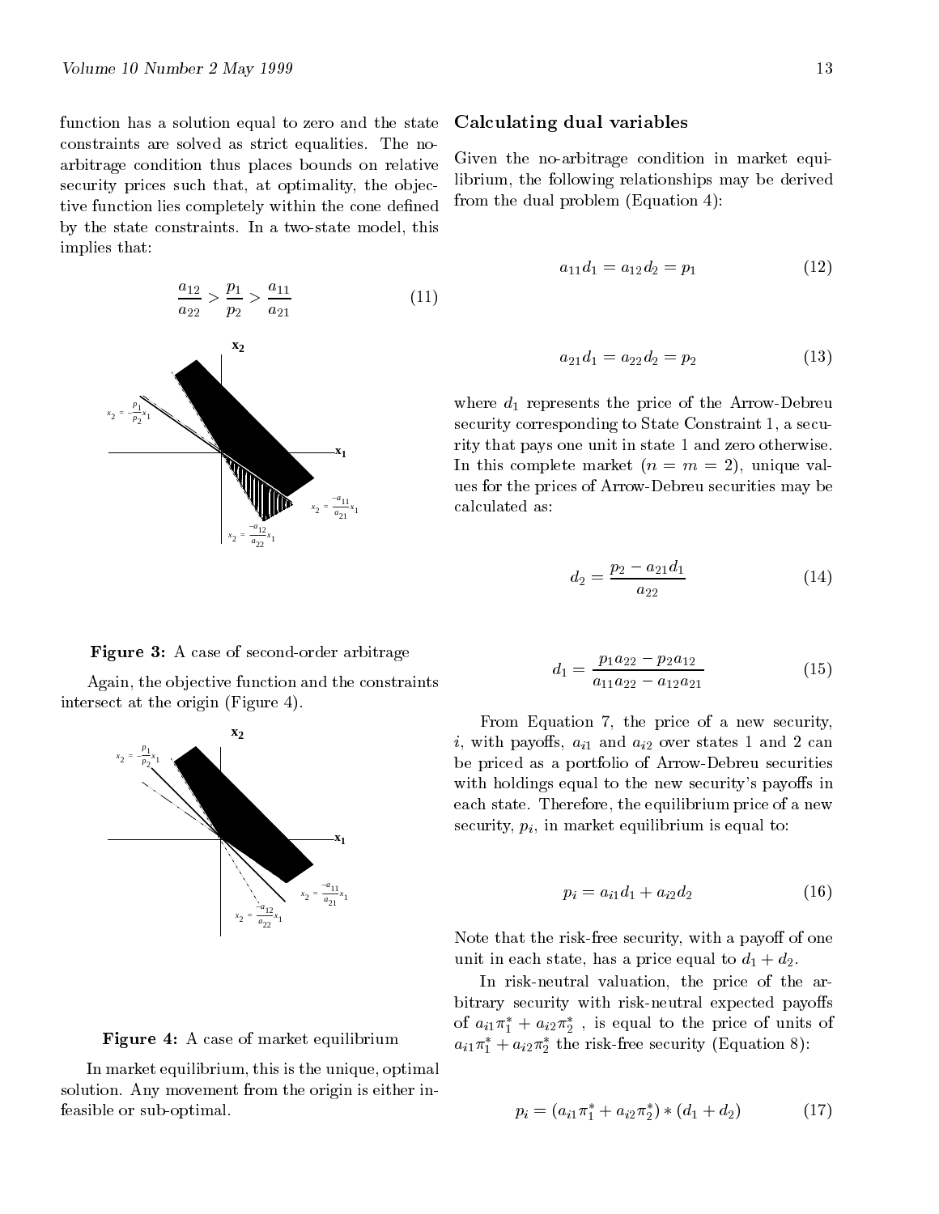function has a solution equal to zero and the state constraints are solved as strict equalities. The no-arbitrage condition thus places bounds on relative security prices such that, at optimality, the objective function lies completely within the cone defined by the state constraints. In a two-state model, this implies that:

$$\frac{a_{12}}{a_{22}} > \frac{p_1}{p_2} > \frac{a_{11}}{a_{21}} \tag{11}$$

**Figure 3:** A case of second-order arbitrage

Again, the objective function and the constraints intersect at the origin (Figure 4).

**Figure 4:** A case of market equilibrium

In market equilibrium, this is the unique, optimal solution. Any movement from the origin is either infeasible or sub-optimal.

## Calculating dual variables

Given the no-arbitrage condition in market equilibrium, the following relationships may be derived from the dual problem (Equation 4):

$$a_{11}d_1 = a_{12}d_2 = p_1 \tag{12}$$

$$a_{21}d_1 = a_{22}d_2 = p_2 \tag{13}$$

where $d_1$ represents the price of the Arrow-Debreu security corresponding to State Constraint 1, a security that pays one unit in state 1 and zero otherwise. In this complete market ($n = m = 2$), unique values for the prices of Arrow-Debreu securities may be calculated as:

$$d_2 = \frac{p_2 - a_{21}d_1}{a_{22}} \tag{14}$$

$$d_1 = \frac{p_1 a_{22} - p_2 a_{12}}{a_{11}a_{22} - a_{12}a_{21}} \tag{15}$$

From Equation 7, the price of a new security, $i$, with payoffs, $a_{i1}$ and $a_{i2}$ over states 1 and 2 can be priced as a portfolio of Arrow-Debreu securities with holdings equal to the new security's payoffs in each state. Therefore, the equilibrium price of a new security, $p_i$, in market equilibrium is equal to:

$$p_i = a_{i1}d_1 + a_{i2}d_2 \tag{16}$$

Note that the risk-free security, with a payoff of one unit in each state, has a price equal to $d_1 + d_2$.

In risk-neutral valuation, the price of the arbitrary security with risk-neutral expected payoffs of $a_{i1}\pi_1^* + a_{i2}\pi_2^*$, is equal to the price of units of $a_{i1}\pi_1^* + a_{i2}\pi_2^*$ the risk-free security (Equation 8):

$$p_i = (a_{i1}\pi_1^* + a_{i2}\pi_2^*) * (d_1 + d_2) \tag{17}$$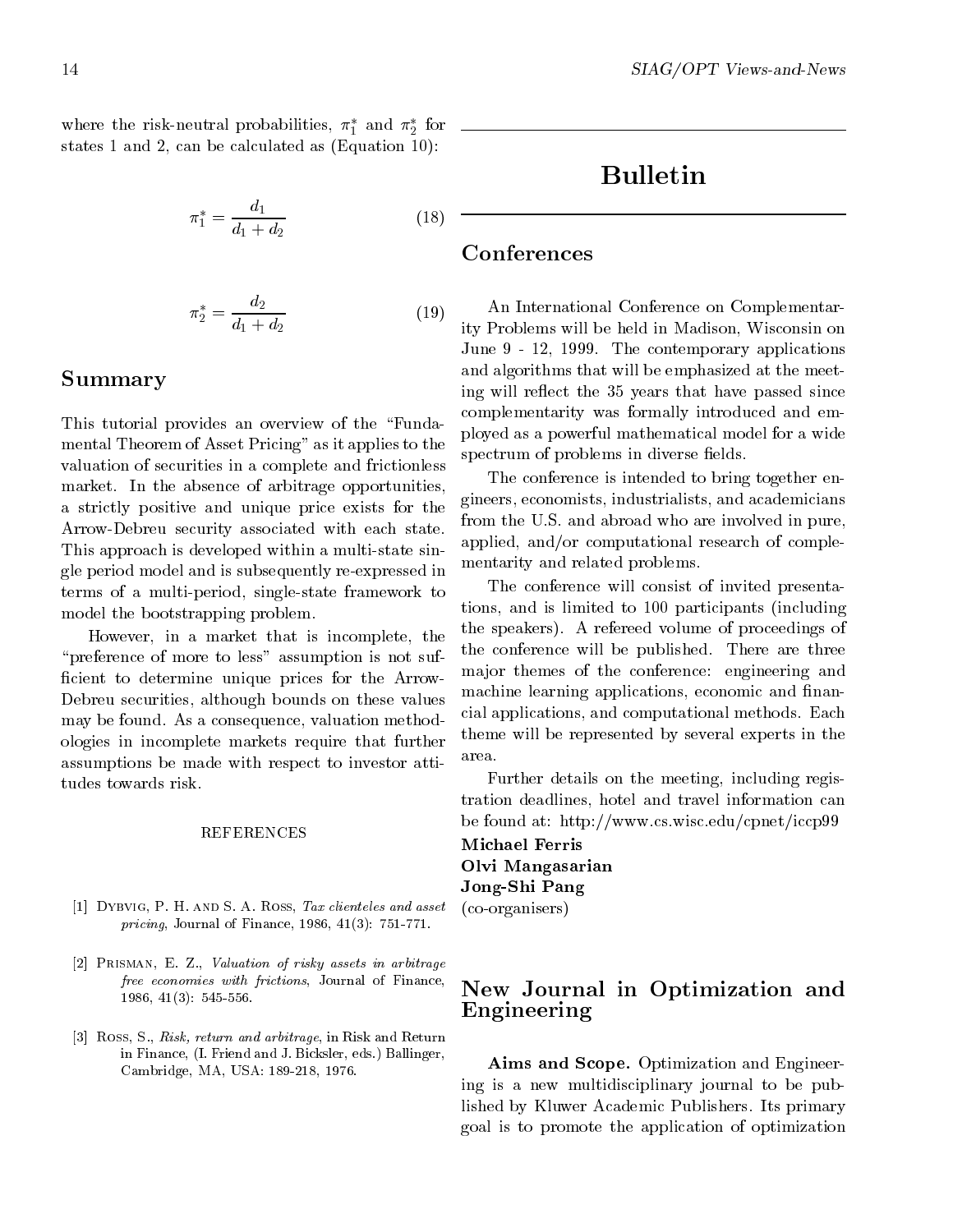where the risk-neutral probabilities, $\pi_1^*$ and $\pi_2^*$ for states 1 and 2, can be calculated as (Equation 10):

$$\pi_1^* = \frac{d_1}{d_1 + d_2} \tag{18}$$

$$\pi_2^* = \frac{d_2}{d_1 + d_2} \tag{19}$$

## Summary

This tutorial provides an overview of the "Fundamental Theorem of Asset Pricing" as it applies to the valuation of securities in a complete and frictionless market. In the absence of arbitrage opportunities, a strictly positive and unique price exists for the Arrow-Debreu security associated with each state. This approach is developed within a multi-state single period model and is subsequently re-expressed in terms of a multi-period, single-state framework to model the bootstrapping problem.

However, in a market that is incomplete, the "preference of more to less" assumption is not sufficient to determine unique prices for the Arrow-Debreu securities, although bounds on these values may be found. As a consequence, valuation methodologies in incomplete markets require that further assumptions be made with respect to investor attitudes towards risk.

REFERENCES

[1] Dybvig, P. H. and S. A. Ross, *Tax clienteles and asset pricing*, Journal of Finance, 1986, 41(3): 751-771.

[2] Prisman, E. Z., *Valuation of risky assets in arbitrage free economies with frictions*, Journal of Finance, 1986, 41(3): 545-556.

[3] Ross, S., *Risk, return and arbitrage*, in Risk and Return in Finance, (I. Friend and J. Bicksler, eds.) Ballinger, Cambridge, MA, USA: 189-218, 1976.

# Bulletin

## Conferences

An International Conference on Complementarity Problems will be held in Madison, Wisconsin on June 9 - 12, 1999. The contemporary applications and algorithms that will be emphasized at the meeting will reflect the 35 years that have passed since complementarity was formally introduced and employed as a powerful mathematical model for a wide spectrum of problems in diverse fields.

The conference is intended to bring together engineers, economists, industrialists, and academicians from the U.S. and abroad who are involved in pure, applied, and/or computational research of complementarity and related problems.

The conference will consist of invited presentations, and is limited to 100 participants (including the speakers). A refereed volume of proceedings of the conference will be published. There are three major themes of the conference: engineering and machine learning applications, economic and financial applications, and computational methods. Each theme will be represented by several experts in the area.

Further details on the meeting, including registration deadlines, hotel and travel information can be found at: http://www.cs.wisc.edu/cpnet/iccp99

**Michael Ferris**
**Olvi Mangasarian**
**Jong-Shi Pang**
(co-organisers)

## New Journal in Optimization and Engineering

**Aims and Scope.** Optimization and Engineering is a new multidisciplinary journal to be published by Kluwer Academic Publishers. Its primary goal is to promote the application of optimization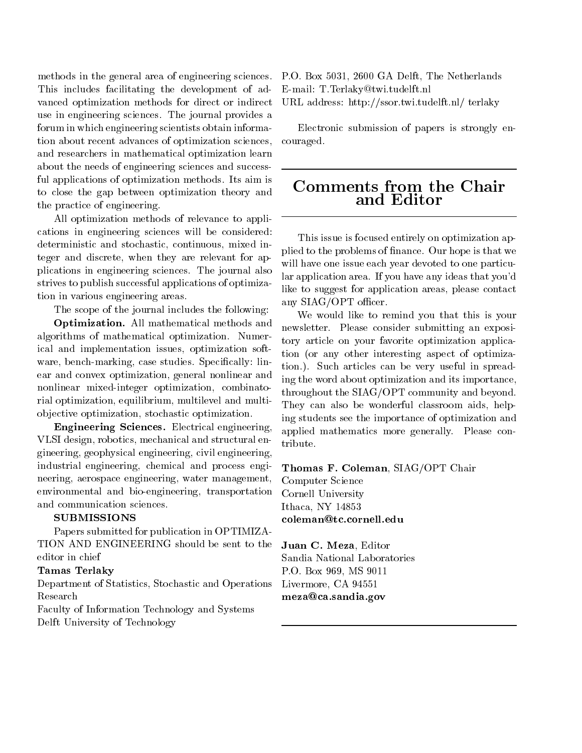methods in the general area of engineering sciences. This includes facilitating the development of advanced optimization methods for direct or indirect use in engineering sciences. The journal provides a forum in which engineering scientists obtain information about recent advances of optimization sciences, and researchers in mathematical optimization learn about the needs of engineering sciences and successful applications of optimization methods. Its aim is to close the gap between optimization theory and the practice of engineering.

All optimization methods of relevance to applications in engineering sciences will be considered: deterministic and stochastic, continuous, mixed integer and discrete, when they are relevant for applications in engineering sciences. The journal also strives to publish successful applications of optimization in various engineering areas.

The scope of the journal includes the following:

**Optimization.** All mathematical methods and algorithms of mathematical optimization. Numerical and implementation issues, optimization software, bench-marking, case studies. Specifically: linear and convex optimization, general nonlinear and nonlinear mixed-integer optimization, combinatorial optimization, equilibrium, multilevel and multiobjective optimization, stochastic optimization.

**Engineering Sciences.** Electrical engineering, VLSI design, robotics, mechanical and structural engineering, geophysical engineering, civil engineering, industrial engineering, chemical and process engineering, aerospace engineering, water management, environmental and bio-engineering, transportation and communication sciences.

**SUBMISSIONS**

Papers submitted for publication in OPTIMIZATION AND ENGINEERING should be sent to the editor in chief

**Tamas Terlaky**
Department of Statistics, Stochastic and Operations Research
Faculty of Information Technology and Systems
Delft University of Technology
P.O. Box 5031, 2600 GA Delft, The Netherlands
E-mail: T.Terlaky@twi.tudelft.nl
URL address: http://ssor.twi.tudelft.nl/ terlaky

Electronic submission of papers is strongly encouraged.

# Comments from the Chair and Editor

This issue is focused entirely on optimization applied to the problems of finance. Our hope is that we will have one issue each year devoted to one particular application area. If you have any ideas that you'd like to suggest for application areas, please contact any SIAG/OPT officer.

We would like to remind you that this is your newsletter. Please consider submitting an expository article on your favorite optimization application (or any other interesting aspect of optimization.). Such articles can be very useful in spreading the word about optimization and its importance, throughout the SIAG/OPT community and beyond. They can also be wonderful classroom aids, helping students see the importance of optimization and applied mathematics more generally. Please contribute.

**Thomas F. Coleman**, SIAG/OPT Chair
Computer Science
Cornell University
Ithaca, NY 14853
**coleman@tc.cornell.edu**

**Juan C. Meza**, Editor
Sandia National Laboratories
P.O. Box 969, MS 9011
Livermore, CA 94551
**meza@ca.sandia.gov**